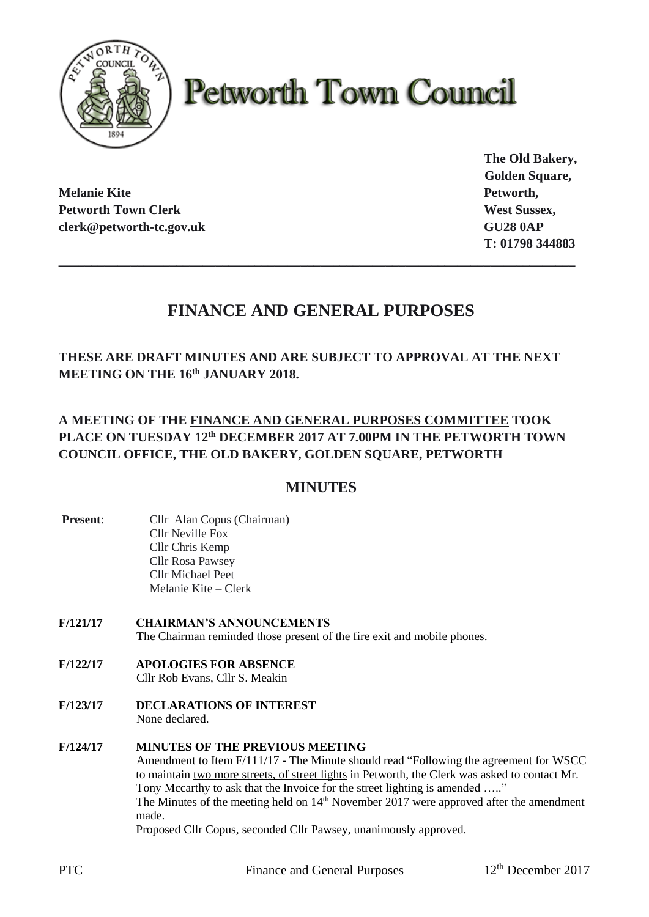# Petworth Town Council

**Melanie Kite**
**Petworth Town Clerk**
**clerk@petworth-tc.gov.uk**

**The Old Bakery,**
**Golden Square,**
**Petworth,**
**West Sussex,**
**GU28 0AP**
**T: 01798 344883**

---

## FINANCE AND GENERAL PURPOSES

**THESE ARE DRAFT MINUTES AND ARE SUBJECT TO APPROVAL AT THE NEXT MEETING ON THE 16th JANUARY 2018.**

**A MEETING OF THE FINANCE AND GENERAL PURPOSES COMMITTEE TOOK PLACE ON TUESDAY 12th DECEMBER 2017 AT 7.00PM IN THE PETWORTH TOWN COUNCIL OFFICE, THE OLD BAKERY, GOLDEN SQUARE, PETWORTH**

## MINUTES

**Present**:
Cllr Alan Copus (Chairman)
Cllr Neville Fox
Cllr Chris Kemp
Cllr Rosa Pawsey
Cllr Michael Peet
Melanie Kite – Clerk

**F/121/17 CHAIRMAN'S ANNOUNCEMENTS**

The Chairman reminded those present of the fire exit and mobile phones.

**F/122/17 APOLOGIES FOR ABSENCE**

Cllr Rob Evans, Cllr S. Meakin

**F/123/17 DECLARATIONS OF INTEREST**

None declared.

**F/124/17 MINUTES OF THE PREVIOUS MEETING**

Amendment to Item F/111/17 - The Minute should read "Following the agreement for WSCC to maintain two more streets, of street lights in Petworth, the Clerk was asked to contact Mr. Tony Mccarthy to ask that the Invoice for the street lighting is amended ….."

The Minutes of the meeting held on 14th November 2017 were approved after the amendment made.

Proposed Cllr Copus, seconded Cllr Pawsey, unanimously approved.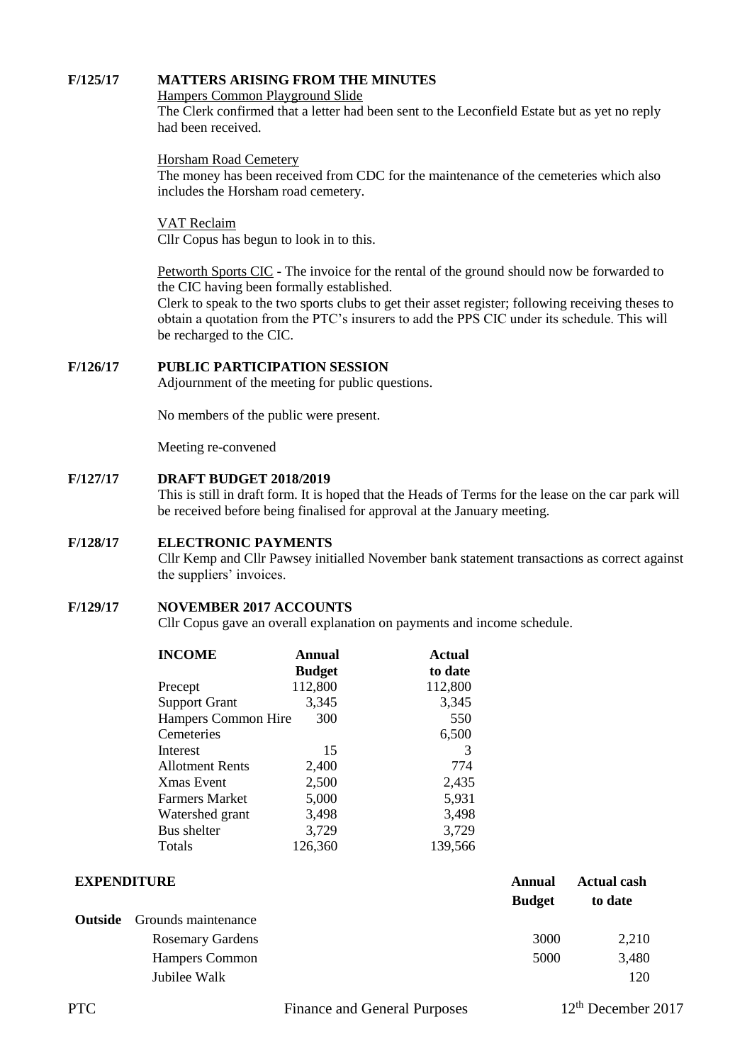**F/125/17 MATTERS ARISING FROM THE MINUTES**

Hampers Common Playground Slide

The Clerk confirmed that a letter had been sent to the Leconfield Estate but as yet no reply had been received.

Horsham Road Cemetery

The money has been received from CDC for the maintenance of the cemeteries which also includes the Horsham road cemetery.

VAT Reclaim

Cllr Copus has begun to look in to this.

Petworth Sports CIC - The invoice for the rental of the ground should now be forwarded to the CIC having been formally established.

Clerk to speak to the two sports clubs to get their asset register; following receiving theses to obtain a quotation from the PTC's insurers to add the PPS CIC under its schedule. This will be recharged to the CIC.

**F/126/17 PUBLIC PARTICIPATION SESSION**

Adjournment of the meeting for public questions.

No members of the public were present.

Meeting re-convened

**F/127/17 DRAFT BUDGET 2018/2019**

This is still in draft form. It is hoped that the Heads of Terms for the lease on the car park will be received before being finalised for approval at the January meeting.

**F/128/17 ELECTRONIC PAYMENTS**

Cllr Kemp and Cllr Pawsey initialled November bank statement transactions as correct against the suppliers' invoices.

**F/129/17 NOVEMBER 2017 ACCOUNTS**

Cllr Copus gave an overall explanation on payments and income schedule.

| **INCOME** | **Annual Budget** | **Actual to date** |
|---|---|---|
| Precept | 112,800 | 112,800 |
| Support Grant | 3,345 | 3,345 |
| Hampers Common Hire | 300 | 550 |
| Cemeteries | | 6,500 |
| Interest | 15 | 3 |
| Allotment Rents | 2,400 | 774 |
| Xmas Event | 2,500 | 2,435 |
| Farmers Market | 5,000 | 5,931 |
| Watershed grant | 3,498 | 3,498 |
| Bus shelter | 3,729 | 3,729 |
| Totals | 126,360 | 139,566 |

| **EXPENDITURE** | | **Annual Budget** | **Actual cash to date** |
|---|---|---|---|
| **Outside** | Grounds maintenance | | |
| | Rosemary Gardens | 3000 | 2,210 |
| | Hampers Common | 5000 | 3,480 |
| | Jubilee Walk | | 120 |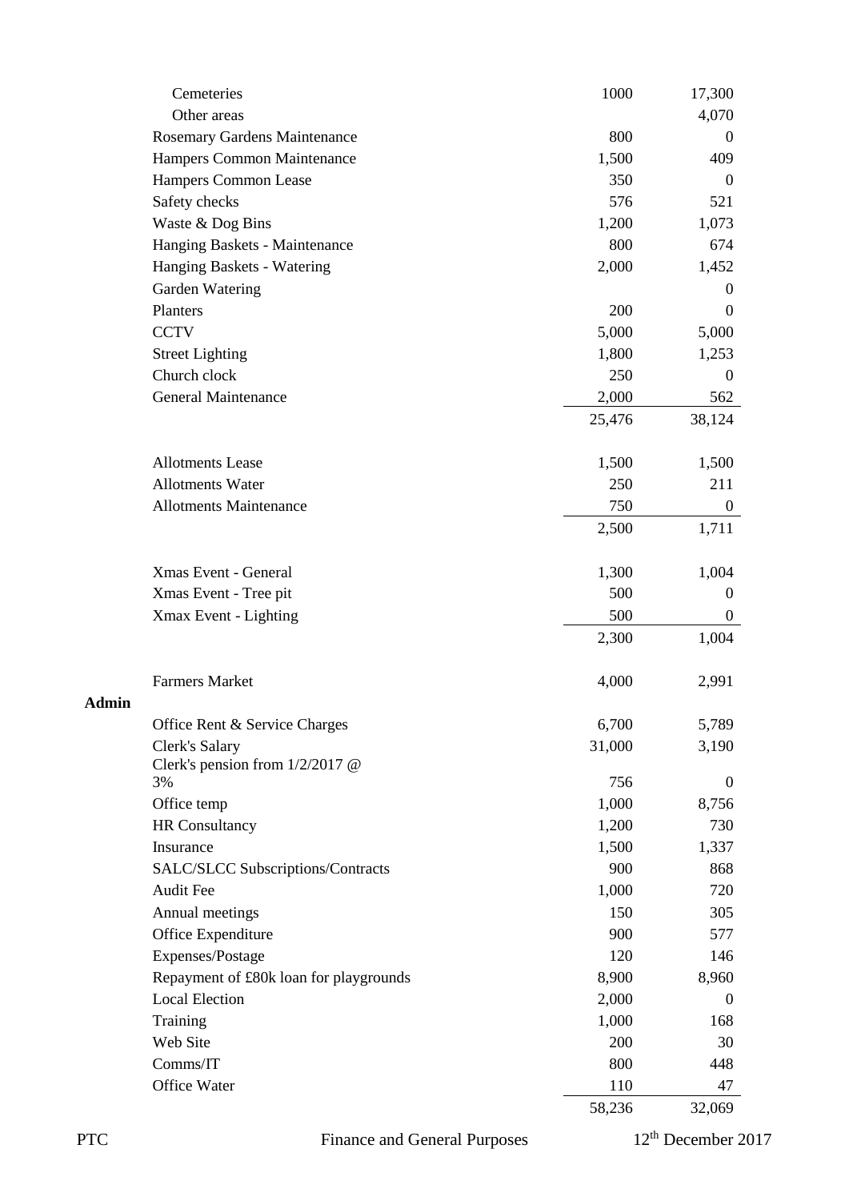| | | | |
|---|---|---|---|
| | Cemeteries | 1000 | 17,300 |
| | Other areas | | 4,070 |
| | Rosemary Gardens Maintenance | 800 | 0 |
| | Hampers Common Maintenance | 1,500 | 409 |
| | Hampers Common Lease | 350 | 0 |
| | Safety checks | 576 | 521 |
| | Waste & Dog Bins | 1,200 | 1,073 |
| | Hanging Baskets - Maintenance | 800 | 674 |
| | Hanging Baskets - Watering | 2,000 | 1,452 |
| | Garden Watering | | 0 |
| | Planters | 200 | 0 |
| | CCTV | 5,000 | 5,000 |
| | Street Lighting | 1,800 | 1,253 |
| | Church clock | 250 | 0 |
| | General Maintenance | 2,000 | 562 |
| | | 25,476 | 38,124 |
| | | | |
| | Allotments Lease | 1,500 | 1,500 |
| | Allotments Water | 250 | 211 |
| | Allotments Maintenance | 750 | 0 |
| | | 2,500 | 1,711 |
| | | | |
| | Xmas Event - General | 1,300 | 1,004 |
| | Xmas Event - Tree pit | 500 | 0 |
| | Xmax Event - Lighting | 500 | 0 |
| | | 2,300 | 1,004 |
| | | | |
| | Farmers Market | 4,000 | 2,991 |
| **Admin** | | | |
| | Office Rent & Service Charges | 6,700 | 5,789 |
| | Clerk's Salary | 31,000 | 3,190 |
| | Clerk's pension from 1/2/2017 @ 3% | 756 | 0 |
| | Office temp | 1,000 | 8,756 |
| | HR Consultancy | 1,200 | 730 |
| | Insurance | 1,500 | 1,337 |
| | SALC/SLCC Subscriptions/Contracts | 900 | 868 |
| | Audit Fee | 1,000 | 720 |
| | Annual meetings | 150 | 305 |
| | Office Expenditure | 900 | 577 |
| | Expenses/Postage | 120 | 146 |
| | Repayment of £80k loan for playgrounds | 8,900 | 8,960 |
| | Local Election | 2,000 | 0 |
| | Training | 1,000 | 168 |
| | Web Site | 200 | 30 |
| | Comms/IT | 800 | 448 |
| | Office Water | 110 | 47 |
| | | 58,236 | 32,069 |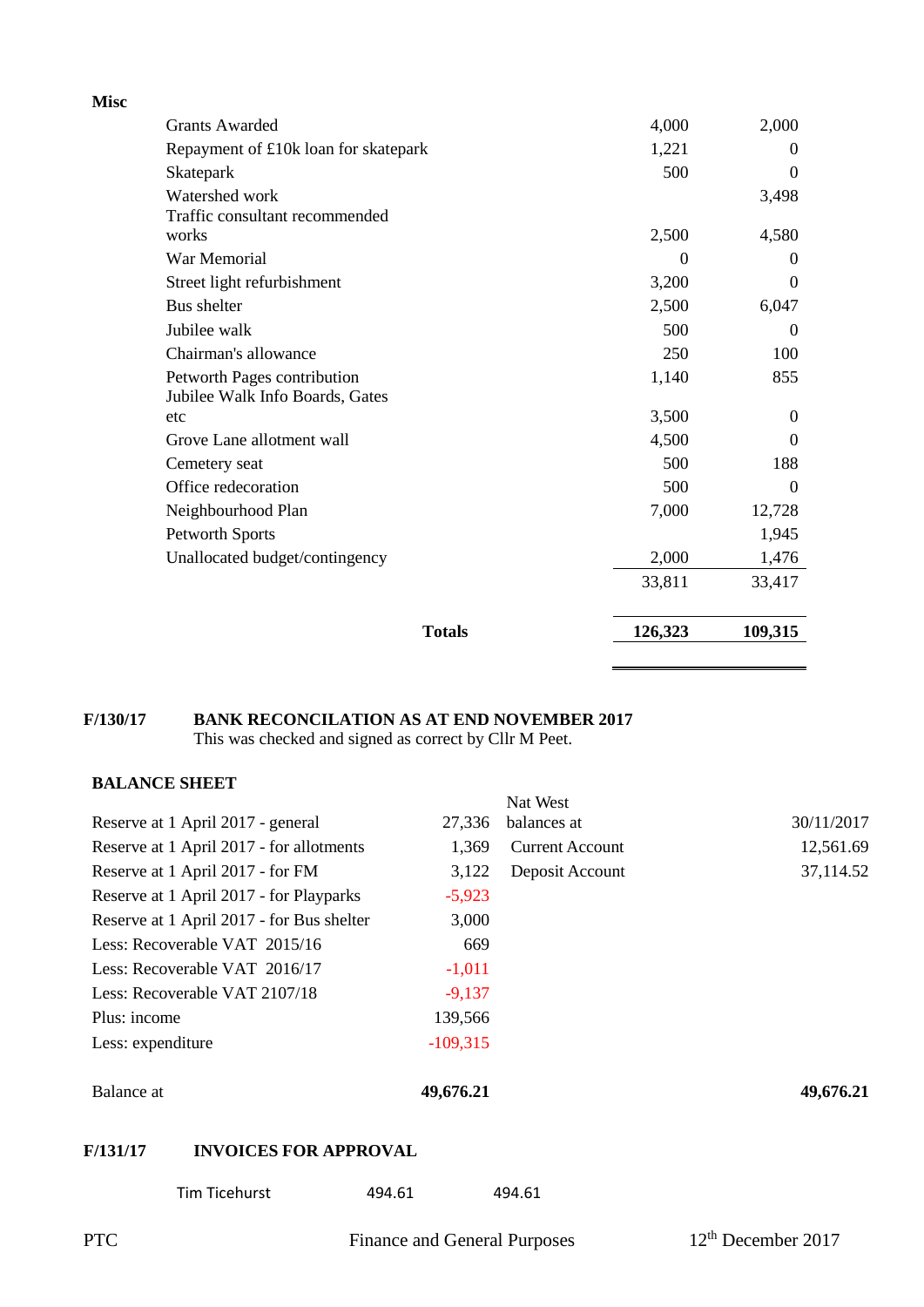**Misc**

| | | |
|---|---|---|
| Grants Awarded | 4,000 | 2,000 |
| Repayment of £10k loan for skatepark | 1,221 | 0 |
| Skatepark | 500 | 0 |
| Watershed work | | 3,498 |
| Traffic consultant recommended works | 2,500 | 4,580 |
| War Memorial | 0 | 0 |
| Street light refurbishment | 3,200 | 0 |
| Bus shelter | 2,500 | 6,047 |
| Jubilee walk | 500 | 0 |
| Chairman's allowance | 250 | 100 |
| Petworth Pages contribution | 1,140 | 855 |
| Jubilee Walk Info Boards, Gates etc | 3,500 | 0 |
| Grove Lane allotment wall | 4,500 | 0 |
| Cemetery seat | 500 | 188 |
| Office redecoration | 500 | 0 |
| Neighbourhood Plan | 7,000 | 12,728 |
| Petworth Sports | | 1,945 |
| Unallocated budget/contingency | 2,000 | 1,476 |
| | 33,811 | 33,417 |
| **Totals** | **126,323** | **109,315** |

**F/130/17 BANK RECONCILATION AS AT END NOVEMBER 2017**

This was checked and signed as correct by Cllr M Peet.

**BALANCE SHEET**

| | | Nat West balances at | 30/11/2017 |
|---|---|---|---|
| Reserve at 1 April 2017 - general | 27,336 | | |
| Reserve at 1 April 2017 - for allotments | 1,369 | Current Account | 12,561.69 |
| Reserve at 1 April 2017 - for FM | 3,122 | Deposit Account | 37,114.52 |
| Reserve at 1 April 2017 - for Playparks | -5,923 | | |
| Reserve at 1 April 2017 - for Bus shelter | 3,000 | | |
| Less: Recoverable VAT 2015/16 | 669 | | |
| Less: Recoverable VAT 2016/17 | -1,011 | | |
| Less: Recoverable VAT 2107/18 | -9,137 | | |
| Plus: income | 139,566 | | |
| Less: expenditure | -109,315 | | |
| Balance at | **49,676.21** | | **49,676.21** |

**F/131/17 INVOICES FOR APPROVAL**

| | | |
|---|---|---|
| Tim Ticehurst | 494.61 | 494.61 |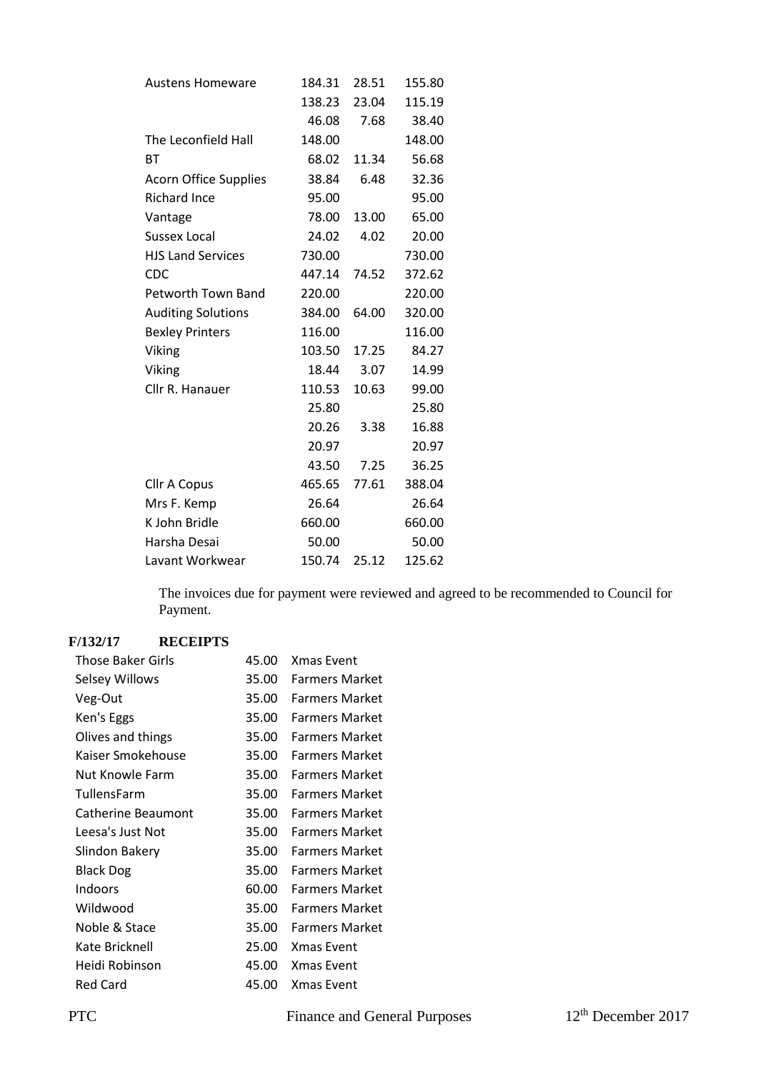| | | | |
|---|---|---|---|
| Austens Homeware | 184.31 | 28.51 | 155.80 |
| | 138.23 | 23.04 | 115.19 |
| | 46.08 | 7.68 | 38.40 |
| The Leconfield Hall | 148.00 | | 148.00 |
| BT | 68.02 | 11.34 | 56.68 |
| Acorn Office Supplies | 38.84 | 6.48 | 32.36 |
| Richard Ince | 95.00 | | 95.00 |
| Vantage | 78.00 | 13.00 | 65.00 |
| Sussex Local | 24.02 | 4.02 | 20.00 |
| HJS Land Services | 730.00 | | 730.00 |
| CDC | 447.14 | 74.52 | 372.62 |
| Petworth Town Band | 220.00 | | 220.00 |
| Auditing Solutions | 384.00 | 64.00 | 320.00 |
| Bexley Printers | 116.00 | | 116.00 |
| Viking | 103.50 | 17.25 | 84.27 |
| Viking | 18.44 | 3.07 | 14.99 |
| Cllr R. Hanauer | 110.53 | 10.63 | 99.00 |
| | 25.80 | | 25.80 |
| | 20.26 | 3.38 | 16.88 |
| | 20.97 | | 20.97 |
| | 43.50 | 7.25 | 36.25 |
| Cllr A Copus | 465.65 | 77.61 | 388.04 |
| Mrs F. Kemp | 26.64 | | 26.64 |
| K John Bridle | 660.00 | | 660.00 |
| Harsha Desai | 50.00 | | 50.00 |
| Lavant Workwear | 150.74 | 25.12 | 125.62 |

The invoices due for payment were reviewed and agreed to be recommended to Council for Payment.

**F/132/17 RECEIPTS**

| | | |
|---|---|---|
| Those Baker Girls | 45.00 | Xmas Event |
| Selsey Willows | 35.00 | Farmers Market |
| Veg-Out | 35.00 | Farmers Market |
| Ken's Eggs | 35.00 | Farmers Market |
| Olives and things | 35.00 | Farmers Market |
| Kaiser Smokehouse | 35.00 | Farmers Market |
| Nut Knowle Farm | 35.00 | Farmers Market |
| TullensFarm | 35.00 | Farmers Market |
| Catherine Beaumont | 35.00 | Farmers Market |
| Leesa's Just Not | 35.00 | Farmers Market |
| Slindon Bakery | 35.00 | Farmers Market |
| Black Dog | 35.00 | Farmers Market |
| Indoors | 60.00 | Farmers Market |
| Wildwood | 35.00 | Farmers Market |
| Noble & Stace | 35.00 | Farmers Market |
| Kate Bricknell | 25.00 | Xmas Event |
| Heidi Robinson | 45.00 | Xmas Event |
| Red Card | 45.00 | Xmas Event |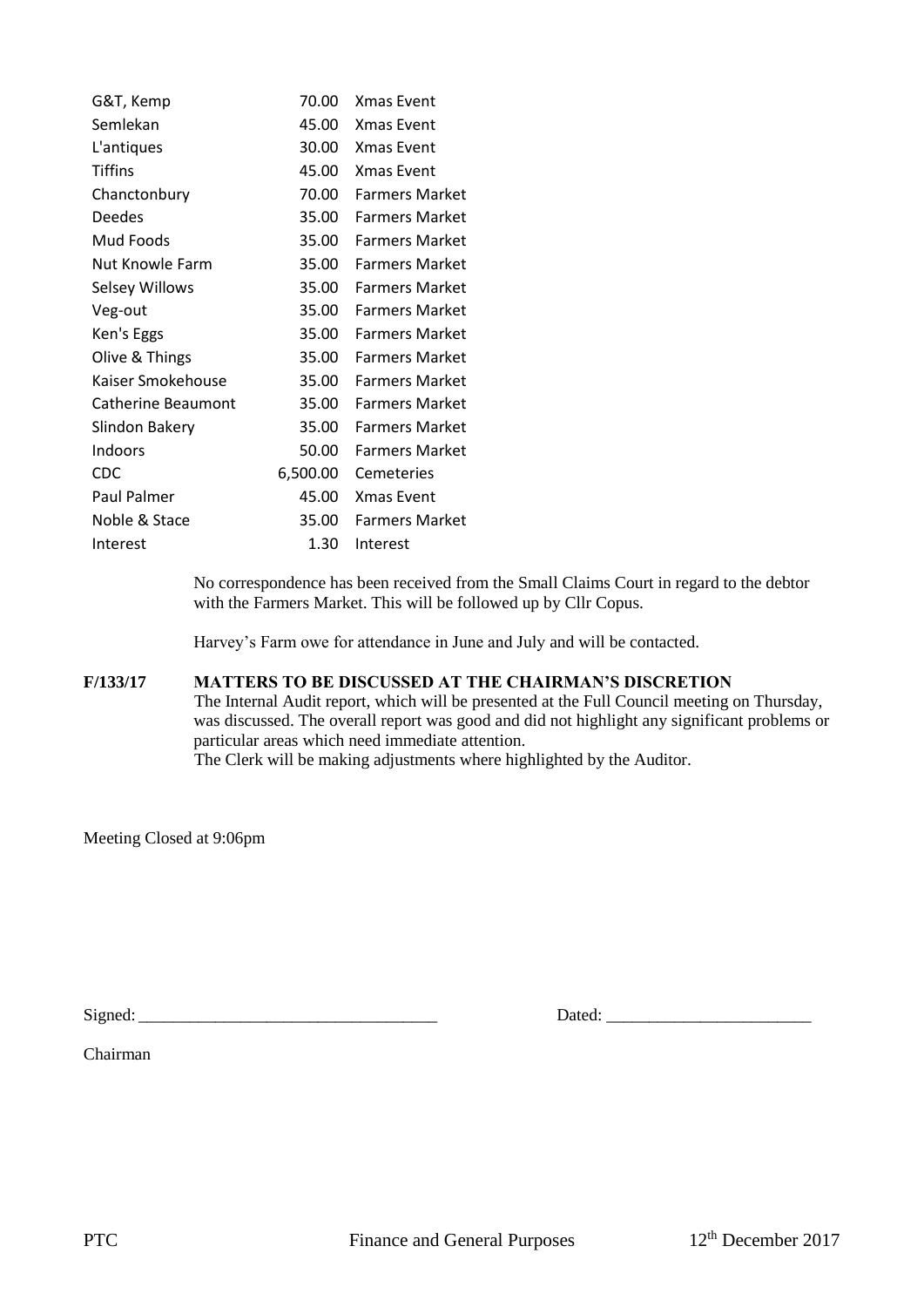| | | |
|---|---|---|
| G&T, Kemp | 70.00 | Xmas Event |
| Semlekan | 45.00 | Xmas Event |
| L'antiques | 30.00 | Xmas Event |
| Tiffins | 45.00 | Xmas Event |
| Chanctonbury | 70.00 | Farmers Market |
| Deedes | 35.00 | Farmers Market |
| Mud Foods | 35.00 | Farmers Market |
| Nut Knowle Farm | 35.00 | Farmers Market |
| Selsey Willows | 35.00 | Farmers Market |
| Veg-out | 35.00 | Farmers Market |
| Ken's Eggs | 35.00 | Farmers Market |
| Olive & Things | 35.00 | Farmers Market |
| Kaiser Smokehouse | 35.00 | Farmers Market |
| Catherine Beaumont | 35.00 | Farmers Market |
| Slindon Bakery | 35.00 | Farmers Market |
| Indoors | 50.00 | Farmers Market |
| CDC | 6,500.00 | Cemeteries |
| Paul Palmer | 45.00 | Xmas Event |
| Noble & Stace | 35.00 | Farmers Market |
| Interest | 1.30 | Interest |

No correspondence has been received from the Small Claims Court in regard to the debtor with the Farmers Market. This will be followed up by Cllr Copus.

Harvey's Farm owe for attendance in June and July and will be contacted.

**F/133/17 MATTERS TO BE DISCUSSED AT THE CHAIRMAN'S DISCRETION**

The Internal Audit report, which will be presented at the Full Council meeting on Thursday, was discussed. The overall report was good and did not highlight any significant problems or particular areas which need immediate attention.
The Clerk will be making adjustments where highlighted by the Auditor.

Meeting Closed at 9:06pm

Signed: ___________________________________ Dated: ________________________

Chairman